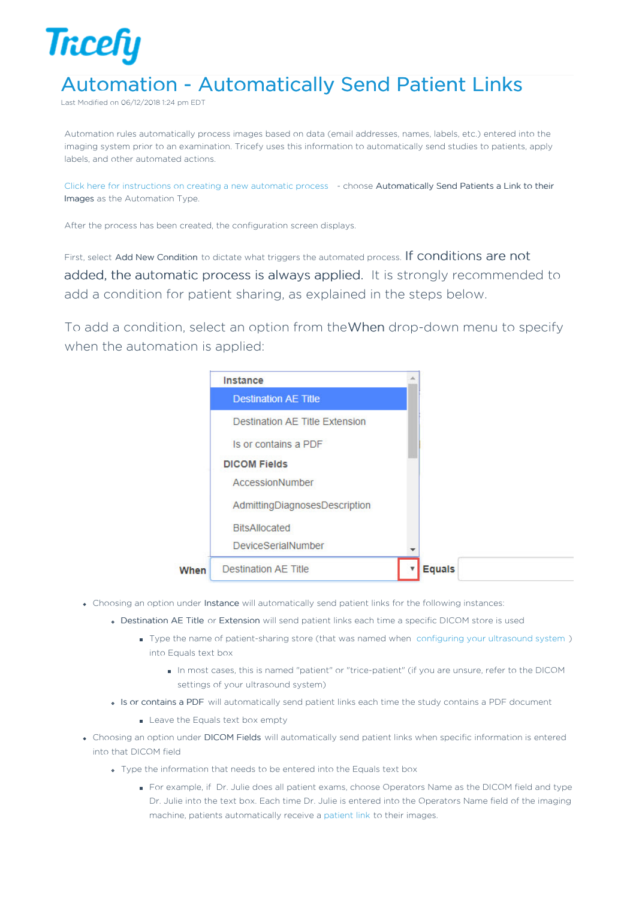Tricefy

# Automation - Automatically Send Patient Links

Last Modified on 06/12/2018 1:24 pm EDT

Automation rules automatically process images based on data (email addresses, names, labels, etc.) entered into the imaging system prior to an examination. Tricefy uses this information to automatically send studies to patients, apply labels, and other automated actions.

Click here for instructions on creating a new automatic process - choose Automatically Send Patients a Link to their Images as the Automation Type.

After the process has been created, the configuration screen displays.

First, select Add New Condition to dictate what triggers the automated process. If conditions are not added, the automatic process is always applied. It is strongly recommended to add a condition for patient sharing, as explained in the steps below.

To add a condition, select an option from the When drop-down menu to specify when the automation is applied:

- Choosing an option under Instance will automatically send patient links for the following instances:
  - Destination AE Title or Extension will send patient links each time a specific DICOM store is used
    - Type the name of patient-sharing store (that was named when configuring your ultrasound system ) into Equals text box
      - In most cases, this is named "patient" or "trice-patient" (if you are unsure, refer to the DICOM settings of your ultrasound system)
  - Is or contains a PDF will automatically send patient links each time the study contains a PDF document
    - Leave the Equals text box empty
- Choosing an option under DICOM Fields will automatically send patient links when specific information is entered into that DICOM field
  - Type the information that needs to be entered into the Equals text box
    - For example, if Dr. Julie does all patient exams, choose Operators Name as the DICOM field and type Dr. Julie into the text box. Each time Dr. Julie is entered into the Operators Name field of the imaging machine, patients automatically receive a patient link to their images.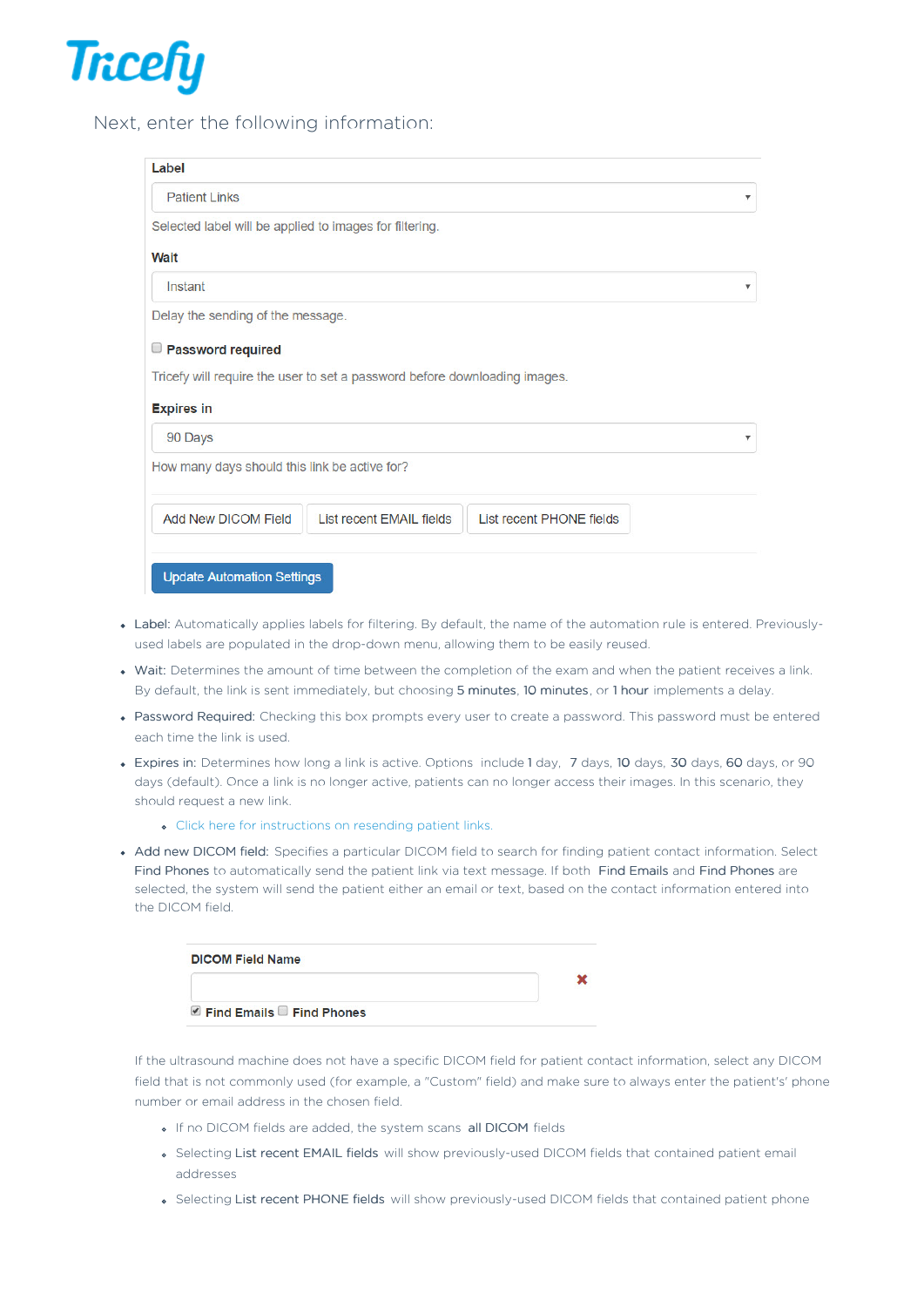Next, enter the following information:

**Label**

Patient Links ▾

Selected label will be applied to images for filtering.

**Wait**

Instant ▾

Delay the sending of the message.

☐ **Password required**

Tricefy will require the user to set a password before downloading images.

**Expires in**

90 Days ▾

How many days should this link be active for?

Add New DICOM Field | List recent EMAIL fields | List recent PHONE fields

Update Automation Settings

- Label: Automatically applies labels for filtering. By default, the name of the automation rule is entered. Previously-used labels are populated in the drop-down menu, allowing them to be easily reused.
- Wait: Determines the amount of time between the completion of the exam and when the patient receives a link. By default, the link is sent immediately, but choosing 5 minutes, 10 minutes, or 1 hour implements a delay.
- Password Required: Checking this box prompts every user to create a password. This password must be entered each time the link is used.
- Expires in: Determines how long a link is active. Options include 1 day, 7 days, 10 days, 30 days, 60 days, or 90 days (default). Once a link is no longer active, patients can no longer access their images. In this scenario, they should request a new link.
  - Click here for instructions on resending patient links.
- Add new DICOM field: Specifies a particular DICOM field to search for finding patient contact information. Select Find Phones to automatically send the patient link via text message. If both Find Emails and Find Phones are selected, the system will send the patient either an email or text, based on the contact information entered into the DICOM field.

**DICOM Field Name**

[ ] ✖

☑ **Find Emails** ☐ **Find Phones**

If the ultrasound machine does not have a specific DICOM field for patient contact information, select any DICOM field that is not commonly used (for example, a "Custom" field) and make sure to always enter the patient's' phone number or email address in the chosen field.

- If no DICOM fields are added, the system scans all DICOM fields
- Selecting List recent EMAIL fields will show previously-used DICOM fields that contained patient email addresses
- Selecting List recent PHONE fields will show previously-used DICOM fields that contained patient phone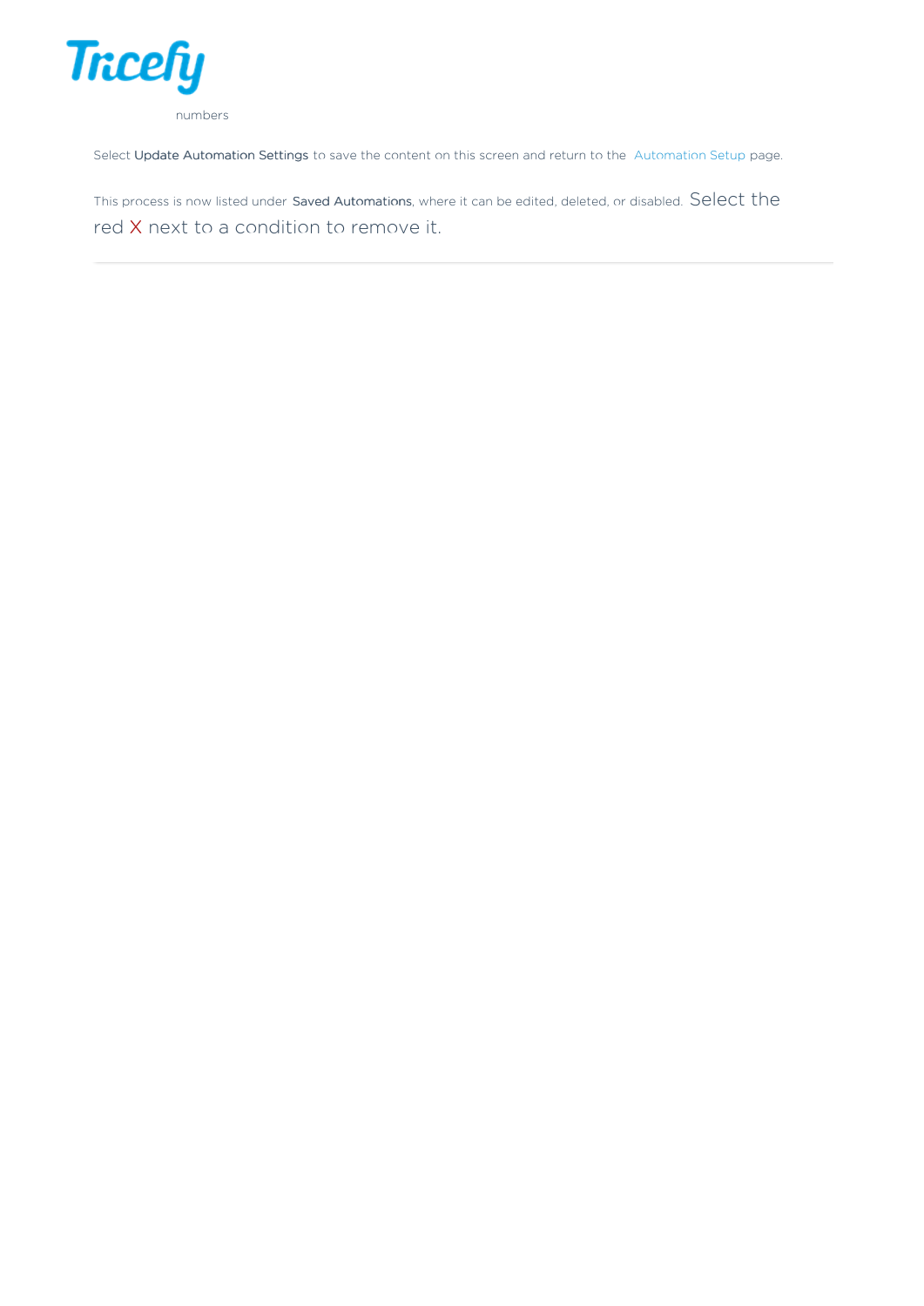numbers

Select **Update Automation Settings** to save the content on this screen and return to the Automation Setup page.

This process is now listed under **Saved Automations**, where it can be edited, deleted, or disabled. Select the red X next to a condition to remove it.